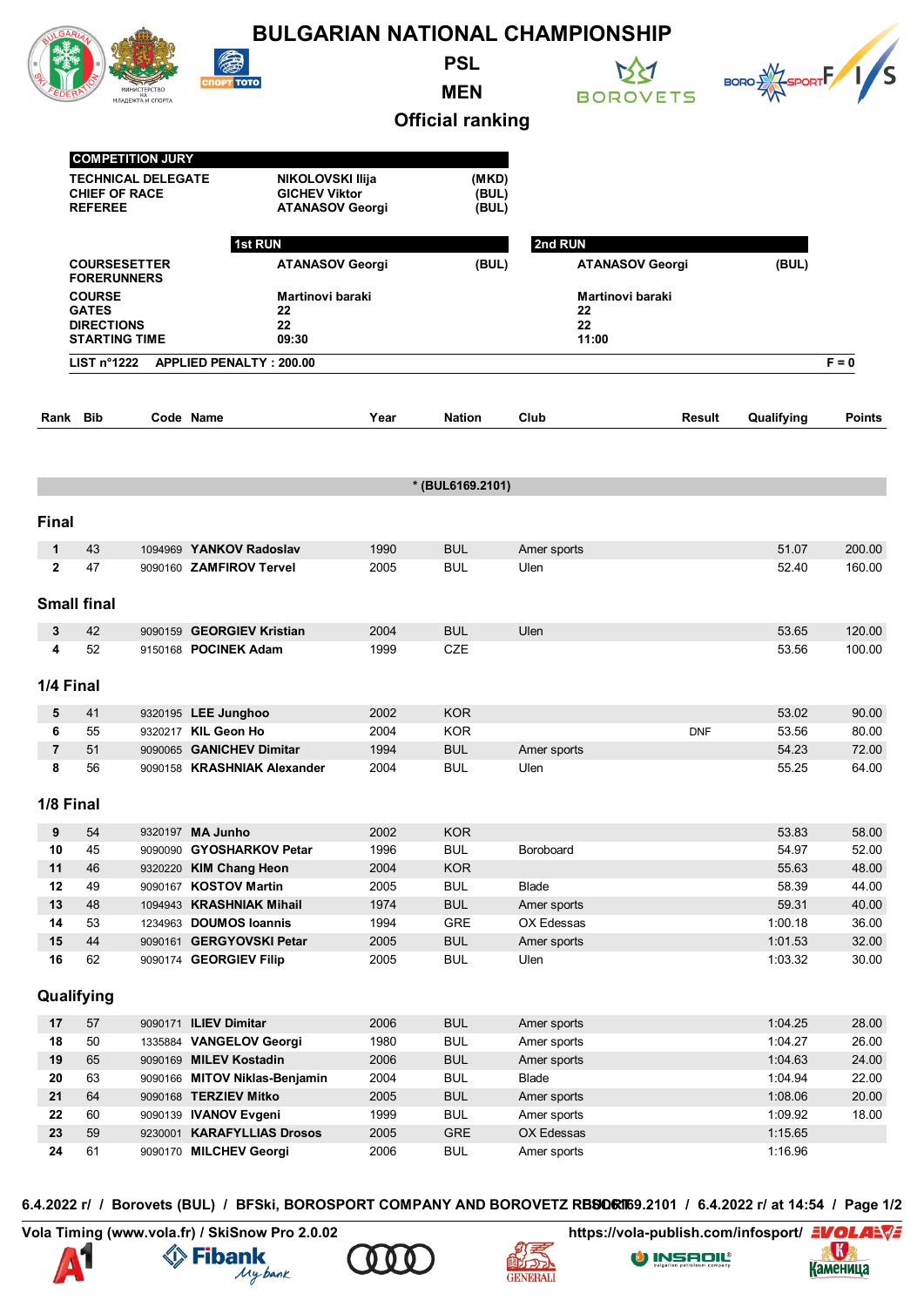# BULGARIAN NATIONAL CHAMPIONSHIP

## PSL
## MEN
## Official ranking

| COMPETITION JURY | | |
|---|---|---|
| TECHNICAL DELEGATE | NIKOLOVSKI Ilija | (MKD) |
| CHIEF OF RACE | GICHEV Viktor | (BUL) |
| REFEREE | ATANASOV Georgi | (BUL) |

| | 1st RUN | | 2nd RUN | |
|---|---|---|---|---|
| COURSESETTER | ATANASOV Georgi | (BUL) | ATANASOV Georgi | (BUL) |
| FORERUNNERS | | | | |
| COURSE | Martinovi baraki | | Martinovi baraki | |
| GATES | 22 | | 22 | |
| DIRECTIONS | 22 | | 22 | |
| STARTING TIME | 09:30 | | 11:00 | |

LIST n°1222 APPLIED PENALTY : 200.00 F = 0

* (BUL6169.2101)

### Final

| Rank | Bib | Code | Name | Year | Nation | Club | Result | Qualifying | Points |
|---|---|---|---|---|---|---|---|---|---|
| 1 | 43 | 1094969 | **YANKOV Radoslav** | 1990 | BUL | Amer sports | | 51.07 | 200.00 |
| 2 | 47 | 9090160 | **ZAMFIROV Tervel** | 2005 | BUL | Ulen | | 52.40 | 160.00 |

### Small final

| Rank | Bib | Code | Name | Year | Nation | Club | Result | Qualifying | Points |
|---|---|---|---|---|---|---|---|---|---|
| 3 | 42 | 9090159 | **GEORGIEV Kristian** | 2004 | BUL | Ulen | | 53.65 | 120.00 |
| 4 | 52 | 9150168 | **POCINEK Adam** | 1999 | CZE | | | 53.56 | 100.00 |

### 1/4 Final

| Rank | Bib | Code | Name | Year | Nation | Club | Result | Qualifying | Points |
|---|---|---|---|---|---|---|---|---|---|
| 5 | 41 | 9320195 | **LEE Junghoo** | 2002 | KOR | | | 53.02 | 90.00 |
| 6 | 55 | 9320217 | **KIL Geon Ho** | 2004 | KOR | | DNF | 53.56 | 80.00 |
| 7 | 51 | 9090065 | **GANICHEV Dimitar** | 1994 | BUL | Amer sports | | 54.23 | 72.00 |
| 8 | 56 | 9090158 | **KRASHNIAK Alexander** | 2004 | BUL | Ulen | | 55.25 | 64.00 |

### 1/8 Final

| Rank | Bib | Code | Name | Year | Nation | Club | Result | Qualifying | Points |
|---|---|---|---|---|---|---|---|---|---|
| 9 | 54 | 9320197 | **MA Junho** | 2002 | KOR | | | 53.83 | 58.00 |
| 10 | 45 | 9090090 | **GYOSHARKOV Petar** | 1996 | BUL | Boroboard | | 54.97 | 52.00 |
| 11 | 46 | 9320220 | **KIM Chang Heon** | 2004 | KOR | | | 55.63 | 48.00 |
| 12 | 49 | 9090167 | **KOSTOV Martin** | 2005 | BUL | Blade | | 58.39 | 44.00 |
| 13 | 48 | 1094943 | **KRASHNIAK Mihail** | 1974 | BUL | Amer sports | | 59.31 | 40.00 |
| 14 | 53 | 1234963 | **DOUMOS Ioannis** | 1994 | GRE | OX Edessas | | 1:00.18 | 36.00 |
| 15 | 44 | 9090161 | **GERGYOVSKI Petar** | 2005 | BUL | Amer sports | | 1:01.53 | 32.00 |
| 16 | 62 | 9090174 | **GEORGIEV Filip** | 2005 | BUL | Ulen | | 1:03.32 | 30.00 |

### Qualifying

| Rank | Bib | Code | Name | Year | Nation | Club | Result | Qualifying | Points |
|---|---|---|---|---|---|---|---|---|---|
| 17 | 57 | 9090171 | **ILIEV Dimitar** | 2006 | BUL | Amer sports | | 1:04.25 | 28.00 |
| 18 | 50 | 1335884 | **VANGELOV Georgi** | 1980 | BUL | Amer sports | | 1:04.27 | 26.00 |
| 19 | 65 | 9090169 | **MILEV Kostadin** | 2006 | BUL | Amer sports | | 1:04.63 | 24.00 |
| 20 | 63 | 9090166 | **MITOV Niklas-Benjamin** | 2004 | BUL | Blade | | 1:04.94 | 22.00 |
| 21 | 64 | 9090168 | **TERZIEV Mitko** | 2005 | BUL | Amer sports | | 1:08.06 | 20.00 |
| 22 | 60 | 9090139 | **IVANOV Evgeni** | 1999 | BUL | Amer sports | | 1:09.92 | 18.00 |
| 23 | 59 | 9230001 | **KARAFYLLIAS Drosos** | 2005 | GRE | OX Edessas | | 1:15.65 | |
| 24 | 61 | 9090170 | **MILCHEV Georgi** | 2006 | BUL | Amer sports | | 1:16.96 | |

6.4.2022 г / Borovets (BUL) / BFSki, BOROSPORT COMPANY AND BOROVETZ RESORT / BUL6169.2101 / 6.4.2022 г/ at 14:54

Vola Timing (www.vola.fr) / SkiSnow Pro 2.0.02 https://vola-publish.com/infosport/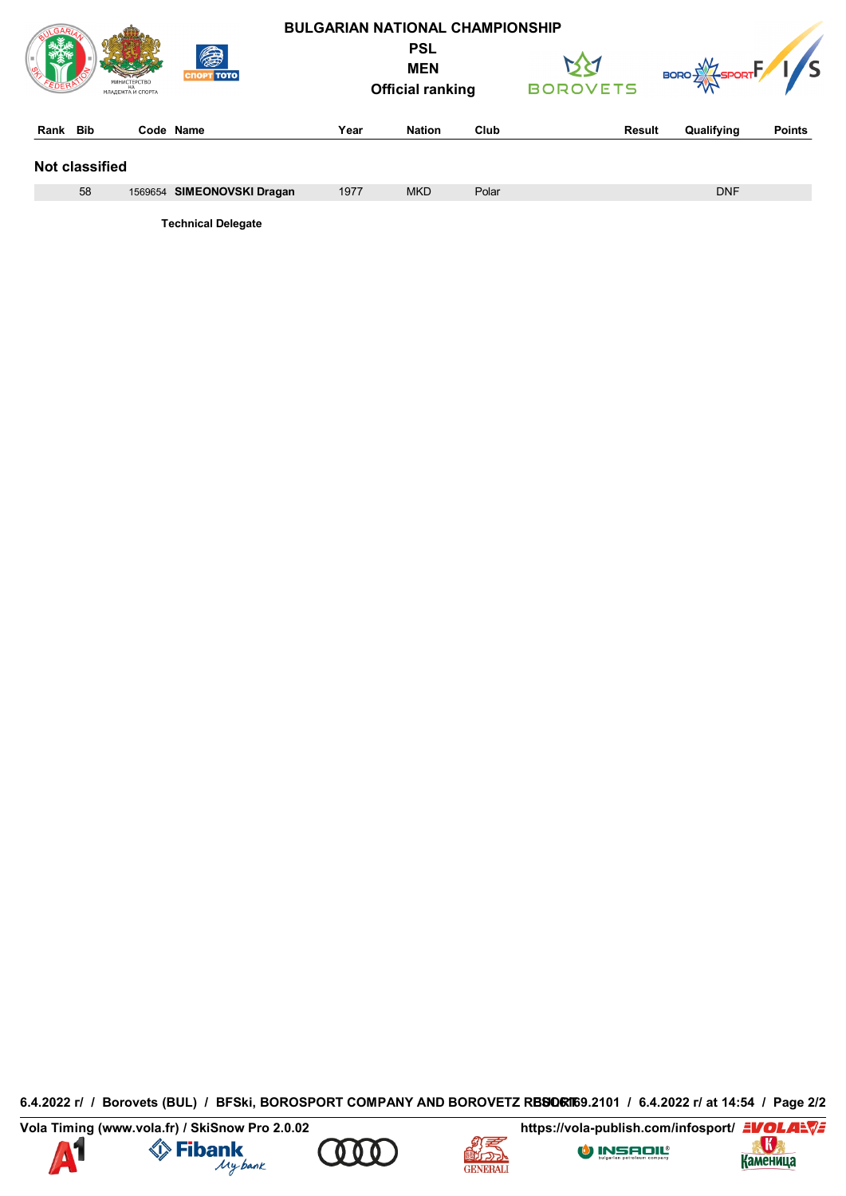## Not classified

| Rank | Bib | Code | Name | Year | Nation | Club | Result | Qualifying | Points |
|---|---|---|---|---|---|---|---|---|---|
| | 58 | 1569654 | **SIMEONOVSKI Dragan** | 1977 | MKD | Polar | | DNF | |

**Technical Delegate**